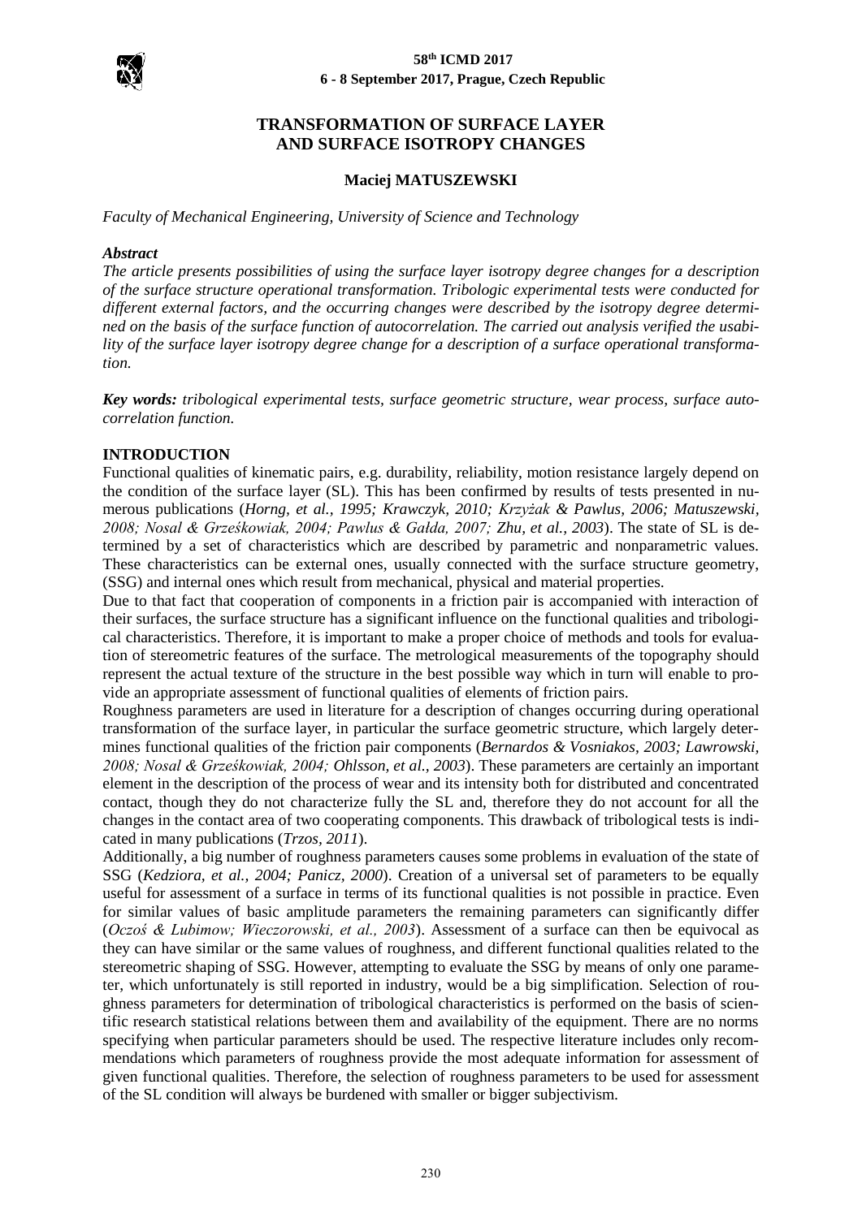# TRANSFORMATION OF SURFACE LAYER AND SURFACE ISOTROPY CHANGES

**Maciej MATUSZEWSKI**

*Faculty of Mechanical Engineering, University of Science and Technology*

***Abstract***

*The article presents possibilities of using the surface layer isotropy degree changes for a description of the surface structure operational transformation. Tribologic experimental tests were conducted for different external factors, and the occurring changes were described by the isotropy degree determined on the basis of the surface function of autocorrelation. The carried out analysis verified the usability of the surface layer isotropy degree change for a description of a surface operational transformation.*

***Key words:*** *tribological experimental tests, surface geometric structure, wear process, surface autocorrelation function.*

## INTRODUCTION

Functional qualities of kinematic pairs, e.g. durability, reliability, motion resistance largely depend on the condition of the surface layer (SL). This has been confirmed by results of tests presented in numerous publications (*Horng, et al., 1995; Krawczyk, 2010; Krzyżak & Pawlus, 2006; Matuszewski, 2008; Nosal & Grześkowiak, 2004; Pawlus & Gałda, 2007; Zhu, et al., 2003*). The state of SL is determined by a set of characteristics which are described by parametric and nonparametric values. These characteristics can be external ones, usually connected with the surface structure geometry, (SSG) and internal ones which result from mechanical, physical and material properties.

Due to that fact that cooperation of components in a friction pair is accompanied with interaction of their surfaces, the surface structure has a significant influence on the functional qualities and tribological characteristics. Therefore, it is important to make a proper choice of methods and tools for evaluation of stereometric features of the surface. The metrological measurements of the topography should represent the actual texture of the structure in the best possible way which in turn will enable to provide an appropriate assessment of functional qualities of elements of friction pairs.

Roughness parameters are used in literature for a description of changes occurring during operational transformation of the surface layer, in particular the surface geometric structure, which largely determines functional qualities of the friction pair components (*Bernardos & Vosniakos, 2003; Lawrowski, 2008; Nosal & Grześkowiak, 2004; Ohlsson, et al., 2003*). These parameters are certainly an important element in the description of the process of wear and its intensity both for distributed and concentrated contact, though they do not characterize fully the SL and, therefore they do not account for all the changes in the contact area of two cooperating components. This drawback of tribological tests is indicated in many publications (*Trzos, 2011*).

Additionally, a big number of roughness parameters causes some problems in evaluation of the state of SSG (*Kedziora, et al., 2004; Panicz, 2000*). Creation of a universal set of parameters to be equally useful for assessment of a surface in terms of its functional qualities is not possible in practice. Even for similar values of basic amplitude parameters the remaining parameters can significantly differ (*Oczoś & Lubimow; Wieczorowski, et al., 2003*). Assessment of a surface can then be equivocal as they can have similar or the same values of roughness, and different functional qualities related to the stereometric shaping of SSG. However, attempting to evaluate the SSG by means of only one parameter, which unfortunately is still reported in industry, would be a big simplification. Selection of roughness parameters for determination of tribological characteristics is performed on the basis of scientific research statistical relations between them and availability of the equipment. There are no norms specifying when particular parameters should be used. The respective literature includes only recommendations which parameters of roughness provide the most adequate information for assessment of given functional qualities. Therefore, the selection of roughness parameters to be used for assessment of the SL condition will always be burdened with smaller or bigger subjectivism.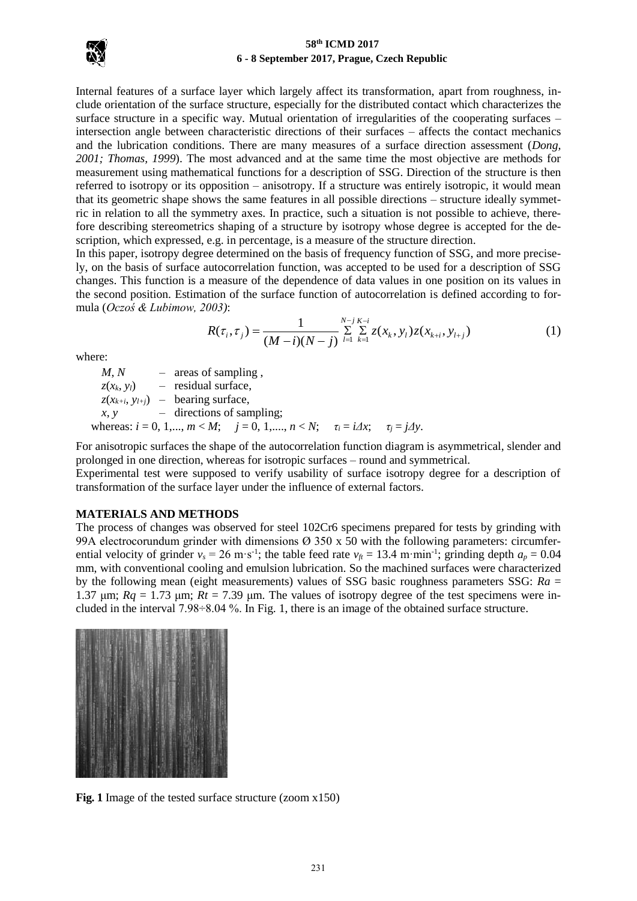Internal features of a surface layer which largely affect its transformation, apart from roughness, include orientation of the surface structure, especially for the distributed contact which characterizes the surface structure in a specific way. Mutual orientation of irregularities of the cooperating surfaces – intersection angle between characteristic directions of their surfaces – affects the contact mechanics and the lubrication conditions. There are many measures of a surface direction assessment (*Dong, 2001; Thomas, 1999*). The most advanced and at the same time the most objective are methods for measurement using mathematical functions for a description of SSG. Direction of the structure is then referred to isotropy or its opposition – anisotropy. If a structure was entirely isotropic, it would mean that its geometric shape shows the same features in all possible directions – structure ideally symmetric in relation to all the symmetry axes. In practice, such a situation is not possible to achieve, therefore describing stereometrics shaping of a structure by isotropy whose degree is accepted for the description, which expressed, e.g. in percentage, is a measure of the structure direction.

In this paper, isotropy degree determined on the basis of frequency function of SSG, and more precisely, on the basis of surface autocorrelation function, was accepted to be used for a description of SSG changes. This function is a measure of the dependence of data values in one position on its values in the second position. Estimation of the surface function of autocorrelation is defined according to formula (*Oczoś & Lubimow, 2003)*:

$$R(\tau_i, \tau_j) = \frac{1}{(M-i)(N-j)} \sum_{l=1}^{N-j} \sum_{k=1}^{K-i} z(x_k, y_l) z(x_{k+i}, y_{l+j}) \tag{1}$$

where:

- $M$, $N$ – areas of sampling ,
- $z(x_k, y_l)$ – residual surface,
- $z(x_{k+i}, y_{l+j})$ – bearing surface,
- $x$, $y$ – directions of sampling;

whereas: $i = 0, 1,..., m < M$; $j = 0, 1,...., n < N$; $\tau_i = i\Delta x$; $\tau_j = j\Delta y$.

For anisotropic surfaces the shape of the autocorrelation function diagram is asymmetrical, slender and prolonged in one direction, whereas for isotropic surfaces – round and symmetrical.

Experimental test were supposed to verify usability of surface isotropy degree for a description of transformation of the surface layer under the influence of external factors.

## MATERIALS AND METHODS

The process of changes was observed for steel 102Cr6 specimens prepared for tests by grinding with 99A electrocorundum grinder with dimensions Ø 350 x 50 with the following parameters: circumferential velocity of grinder $v_s = 26$ m·s$^{-1}$; the table feed rate $v_{ft} = 13.4$ m·min$^{-1}$; grinding depth $a_p = 0.04$ mm, with conventional cooling and emulsion lubrication. So the machined surfaces were characterized by the following mean (eight measurements) values of SSG basic roughness parameters SSG: $Ra = 1.37$ μm; $Rq = 1.73$ μm; $Rt = 7.39$ μm. The values of isotropy degree of the test specimens were included in the interval 7.98÷8.04 %. In Fig. 1, there is an image of the obtained surface structure.

**Fig. 1** Image of the tested surface structure (zoom x150)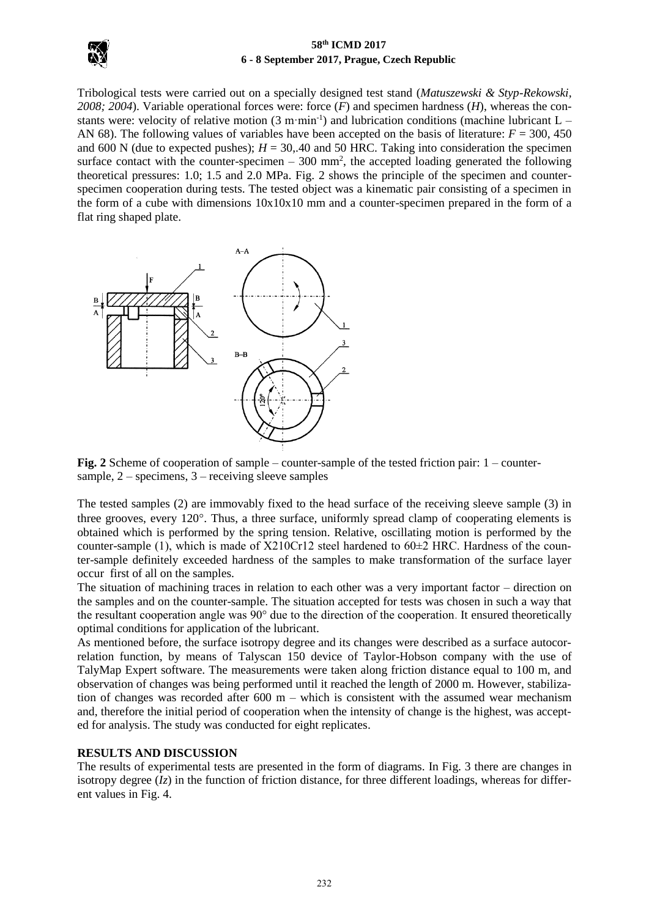Tribological tests were carried out on a specially designed test stand (*Matuszewski & Styp-Rekowski, 2008; 2004*). Variable operational forces were: force (*F*) and specimen hardness (*H*), whereas the constants were: velocity of relative motion (3 m·min$^{-1}$) and lubrication conditions (machine lubricant L – AN 68). The following values of variables have been accepted on the basis of literature: $F$ = 300, 450 and 600 N (due to expected pushes); $H$ = 30,.40 and 50 HRC. Taking into consideration the specimen surface contact with the counter-specimen – 300 mm$^2$, the accepted loading generated the following theoretical pressures: 1.0; 1.5 and 2.0 MPa. Fig. 2 shows the principle of the specimen and counter-specimen cooperation during tests. The tested object was a kinematic pair consisting of a specimen in the form of a cube with dimensions 10x10x10 mm and a counter-specimen prepared in the form of a flat ring shaped plate.

**Fig. 2** Scheme of cooperation of sample – counter-sample of the tested friction pair: 1 – counter-sample, 2 – specimens, 3 – receiving sleeve samples

The tested samples (2) are immovably fixed to the head surface of the receiving sleeve sample (3) in three grooves, every 120°. Thus, a three surface, uniformly spread clamp of cooperating elements is obtained which is performed by the spring tension. Relative, oscillating motion is performed by the counter-sample (1), which is made of X210Cr12 steel hardened to 60±2 HRC. Hardness of the counter-sample definitely exceeded hardness of the samples to make transformation of the surface layer occur first of all on the samples.

The situation of machining traces in relation to each other was a very important factor – direction on the samples and on the counter-sample. The situation accepted for tests was chosen in such a way that the resultant cooperation angle was 90° due to the direction of the cooperation. It ensured theoretically optimal conditions for application of the lubricant.

As mentioned before, the surface isotropy degree and its changes were described as a surface autocorrelation function, by means of Talyscan 150 device of Taylor-Hobson company with the use of TalyMap Expert software. The measurements were taken along friction distance equal to 100 m, and observation of changes was being performed until it reached the length of 2000 m. However, stabilization of changes was recorded after 600 m – which is consistent with the assumed wear mechanism and, therefore the initial period of cooperation when the intensity of change is the highest, was accepted for analysis. The study was conducted for eight replicates.

## RESULTS AND DISCUSSION

The results of experimental tests are presented in the form of diagrams. In Fig. 3 there are changes in isotropy degree (*Iz*) in the function of friction distance, for three different loadings, whereas for different values in Fig. 4.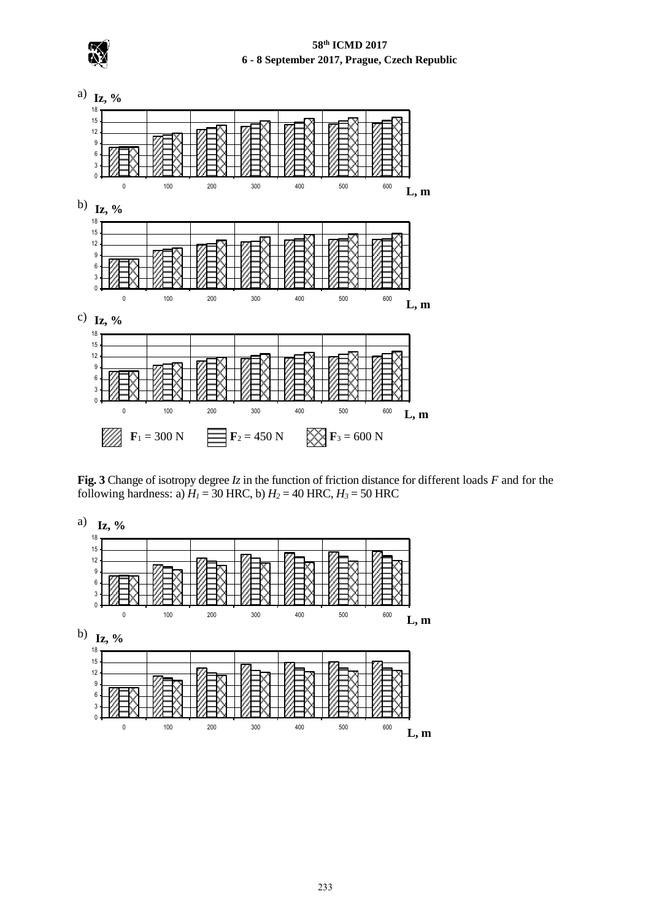**Fig. 3** Change of isotropy degree *Iz* in the function of friction distance for different loads *F* and for the following hardness: a) $H_1$ = 30 HRC, b) $H_2$ = 40 HRC, $H_3$ = 50 HRC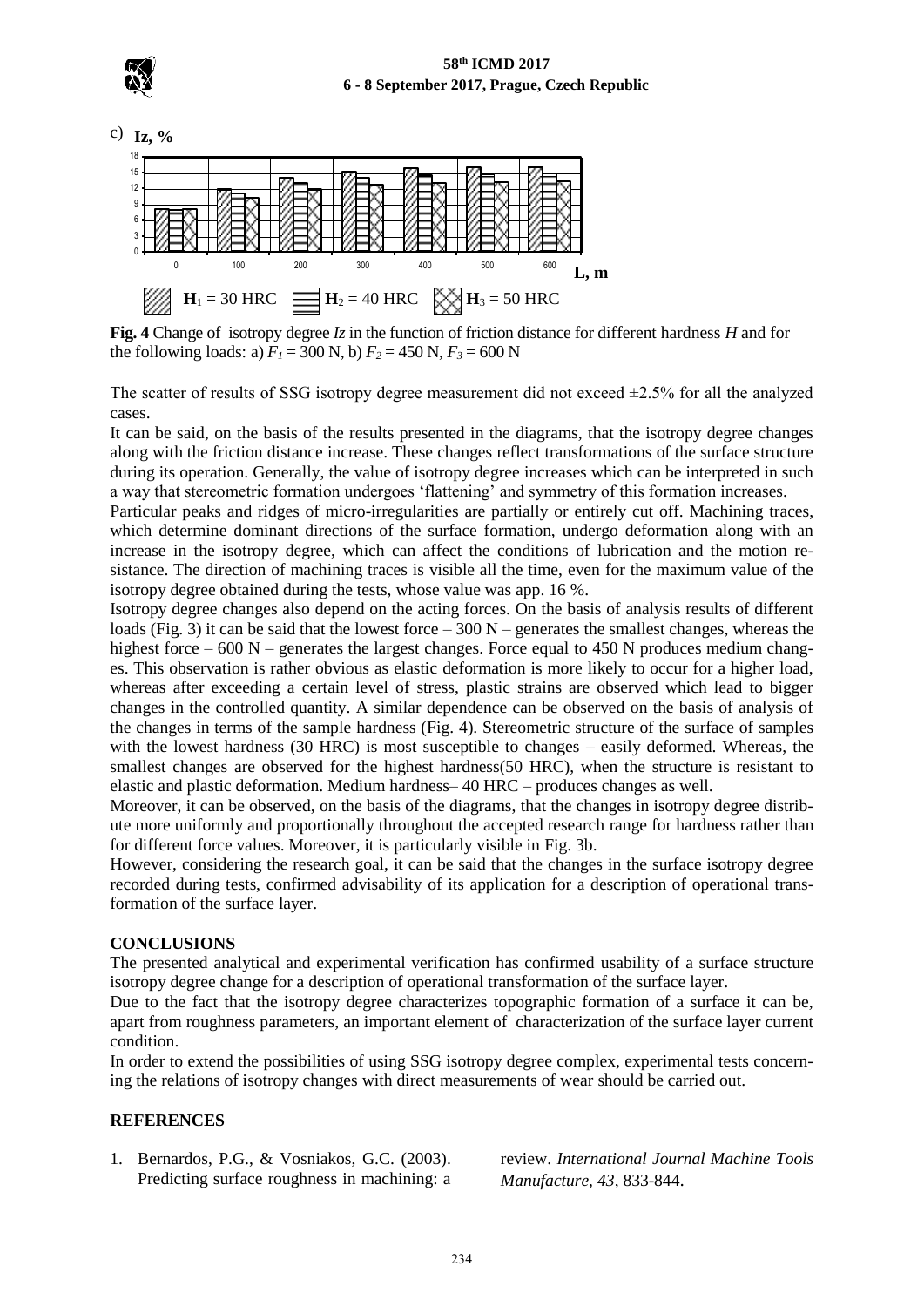c) **Iz, %**

**$H_1$** = 30 HRC **$H_2$** = 40 HRC **$H_3$** = 50 HRC

**Fig. 4** Change of isotropy degree *Iz* in the function of friction distance for different hardness *H* and for the following loads: a) $F_1$ = 300 N, b) $F_2$ = 450 N, $F_3$ = 600 N

The scatter of results of SSG isotropy degree measurement did not exceed ±2.5% for all the analyzed cases.

It can be said, on the basis of the results presented in the diagrams, that the isotropy degree changes along with the friction distance increase. These changes reflect transformations of the surface structure during its operation. Generally, the value of isotropy degree increases which can be interpreted in such a way that stereometric formation undergoes 'flattening' and symmetry of this formation increases.

Particular peaks and ridges of micro-irregularities are partially or entirely cut off. Machining traces, which determine dominant directions of the surface formation, undergo deformation along with an increase in the isotropy degree, which can affect the conditions of lubrication and the motion resistance. The direction of machining traces is visible all the time, even for the maximum value of the isotropy degree obtained during the tests, whose value was app. 16 %.

Isotropy degree changes also depend on the acting forces. On the basis of analysis results of different loads (Fig. 3) it can be said that the lowest force – 300 N – generates the smallest changes, whereas the highest force – 600 N – generates the largest changes. Force equal to 450 N produces medium changes. This observation is rather obvious as elastic deformation is more likely to occur for a higher load, whereas after exceeding a certain level of stress, plastic strains are observed which lead to bigger changes in the controlled quantity. A similar dependence can be observed on the basis of analysis of the changes in terms of the sample hardness (Fig. 4). Stereometric structure of the surface of samples with the lowest hardness (30 HRC) is most susceptible to changes – easily deformed. Whereas, the smallest changes are observed for the highest hardness(50 HRC), when the structure is resistant to elastic and plastic deformation. Medium hardness– 40 HRC – produces changes as well.

Moreover, it can be observed, on the basis of the diagrams, that the changes in isotropy degree distribute more uniformly and proportionally throughout the accepted research range for hardness rather than for different force values. Moreover, it is particularly visible in Fig. 3b.

However, considering the research goal, it can be said that the changes in the surface isotropy degree recorded during tests, confirmed advisability of its application for a description of operational transformation of the surface layer.

## CONCLUSIONS

The presented analytical and experimental verification has confirmed usability of a surface structure isotropy degree change for a description of operational transformation of the surface layer.

Due to the fact that the isotropy degree characterizes topographic formation of a surface it can be, apart from roughness parameters, an important element of characterization of the surface layer current condition.

In order to extend the possibilities of using SSG isotropy degree complex, experimental tests concerning the relations of isotropy changes with direct measurements of wear should be carried out.

## REFERENCES

1. Bernardos, P.G., & Vosniakos, G.C. (2003). Predicting surface roughness in machining: a review. *International Journal Machine Tools Manufacture, 43*, 833-844.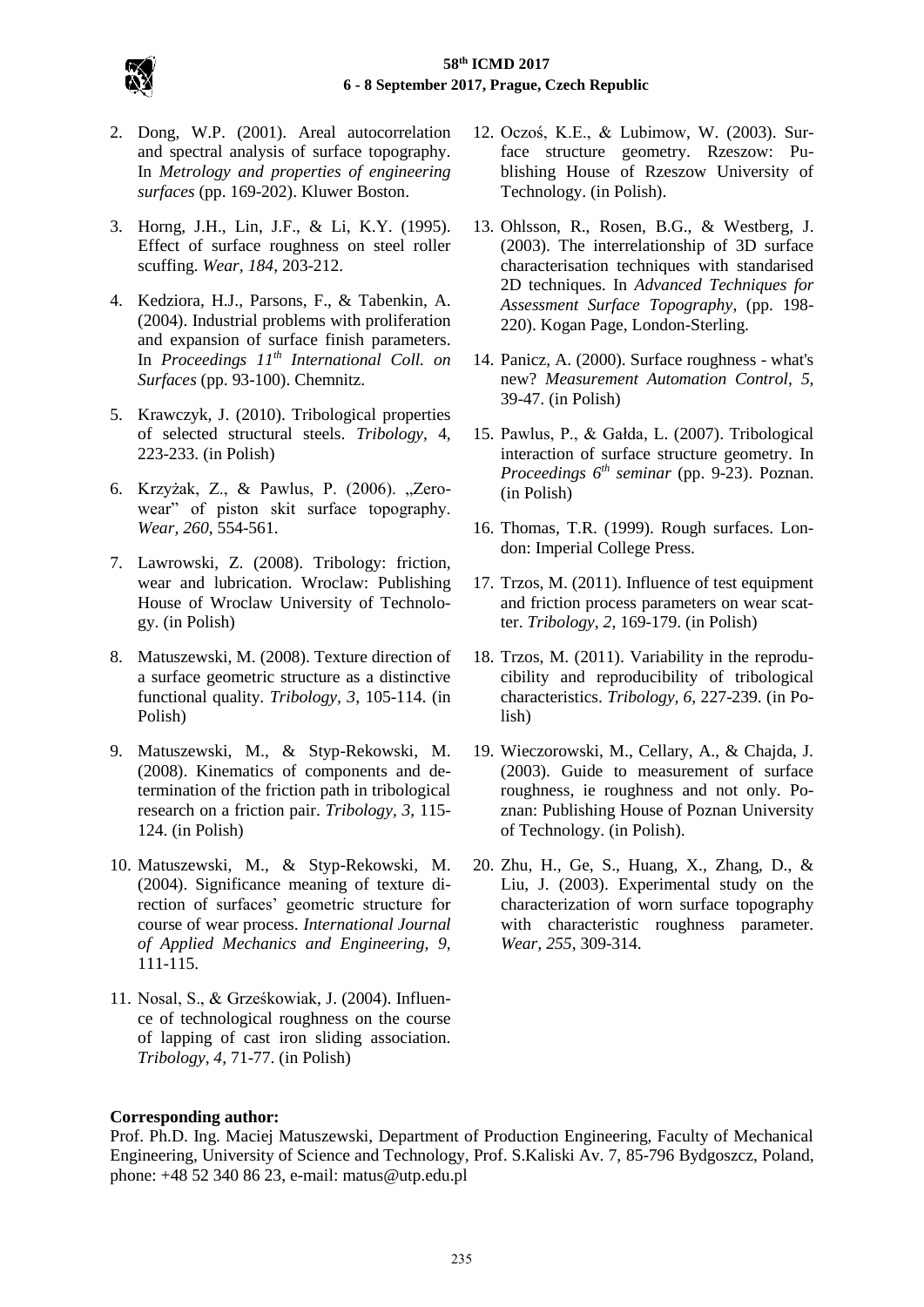2. Dong, W.P. (2001). Areal autocorrelation and spectral analysis of surface topography. In *Metrology and properties of engineering surfaces* (pp. 169-202). Kluwer Boston.

3. Horng, J.H., Lin, J.F., & Li, K.Y. (1995). Effect of surface roughness on steel roller scuffing. *Wear, 184*, 203-212.

4. Kedziora, H.J., Parsons, F., & Tabenkin, A. (2004). Industrial problems with proliferation and expansion of surface finish parameters. In *Proceedings 11th International Coll. on Surfaces* (pp. 93-100). Chemnitz.

5. Krawczyk, J. (2010). Tribological properties of selected structural steels. *Tribology*, 4, 223-233. (in Polish)

6. Krzyżak, Z., & Pawlus, P. (2006). „Zero-wear" of piston skit surface topography. *Wear, 260*, 554-561.

7. Lawrowski, Z. (2008). Tribology: friction, wear and lubrication. Wroclaw: Publishing House of Wroclaw University of Technology. (in Polish)

8. Matuszewski, M. (2008). Texture direction of a surface geometric structure as a distinctive functional quality. *Tribology, 3*, 105-114. (in Polish)

9. Matuszewski, M., & Styp-Rekowski, M. (2008). Kinematics of components and determination of the friction path in tribological research on a friction pair. *Tribology, 3*, 115-124. (in Polish)

10. Matuszewski, M., & Styp-Rekowski, M. (2004). Significance meaning of texture direction of surfaces' geometric structure for course of wear process. *International Journal of Applied Mechanics and Engineering, 9*, 111-115.

11. Nosal, S., & Grześkowiak, J. (2004). Influence of technological roughness on the course of lapping of cast iron sliding association. *Tribology, 4*, 71-77. (in Polish)

12. Oczoś, K.E., & Lubimow, W. (2003). Surface structure geometry. Rzeszow: Publishing House of Rzeszow University of Technology. (in Polish).

13. Ohlsson, R., Rosen, B.G., & Westberg, J. (2003). The interrelationship of 3D surface characterisation techniques with standarised 2D techniques. In *Advanced Techniques for Assessment Surface Topography*, (pp. 198-220). Kogan Page, London-Sterling.

14. Panicz, A. (2000). Surface roughness - what's new? *Measurement Automation Control, 5*, 39-47. (in Polish)

15. Pawlus, P., & Gałda, L. (2007). Tribological interaction of surface structure geometry. In *Proceedings 6th seminar* (pp. 9-23). Poznan. (in Polish)

16. Thomas, T.R. (1999). Rough surfaces. London: Imperial College Press.

17. Trzos, M. (2011). Influence of test equipment and friction process parameters on wear scatter. *Tribology, 2*, 169-179. (in Polish)

18. Trzos, M. (2011). Variability in the reproducibility and reproducibility of tribological characteristics. *Tribology, 6*, 227-239. (in Polish)

19. Wieczorowski, M., Cellary, A., & Chajda, J. (2003). Guide to measurement of surface roughness, ie roughness and not only. Poznan: Publishing House of Poznan University of Technology. (in Polish).

20. Zhu, H., Ge, S., Huang, X., Zhang, D., & Liu, J. (2003). Experimental study on the characterization of worn surface topography with characteristic roughness parameter. *Wear, 255*, 309-314.

**Corresponding author:**

Prof. Ph.D. Ing. Maciej Matuszewski, Department of Production Engineering, Faculty of Mechanical Engineering, University of Science and Technology, Prof. S.Kaliski Av. 7, 85-796 Bydgoszcz, Poland, phone: +48 52 340 86 23, e-mail: matus@utp.edu.pl